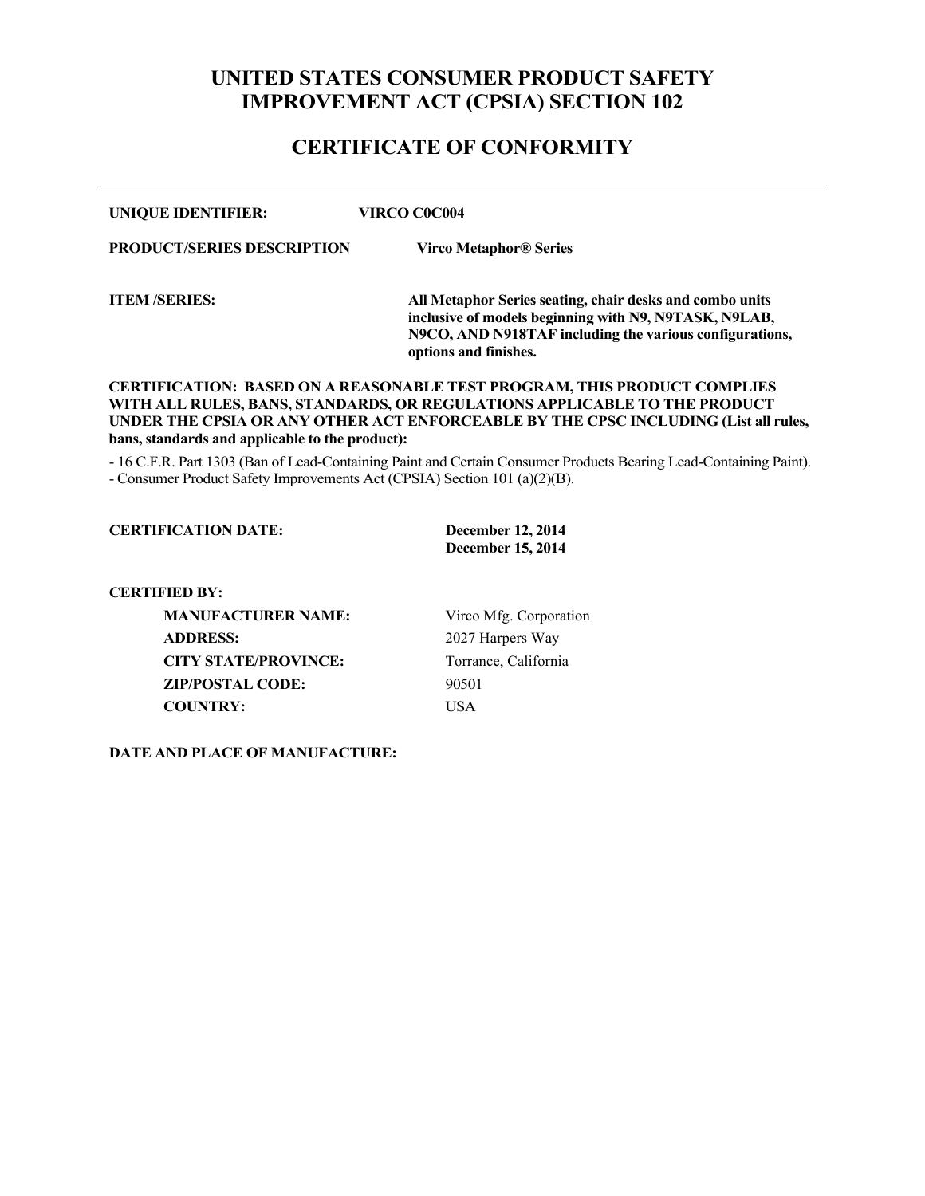# UNITED STATES CONSUMER PRODUCT SAFETY IMPROVEMENT ACT (CPSIA) SECTION 102

## CERTIFICATE OF CONFORMITY

---

**UNIQUE IDENTIFIER:** **VIRCO C0C004**

**PRODUCT/SERIES DESCRIPTION** **Virco Metaphor® Series**

**ITEM /SERIES:** **All Metaphor Series seating, chair desks and combo units inclusive of models beginning with N9, N9TASK, N9LAB, N9CO, AND N918TAF including the various configurations, options and finishes.**

**CERTIFICATION: BASED ON A REASONABLE TEST PROGRAM, THIS PRODUCT COMPLIES WITH ALL RULES, BANS, STANDARDS, OR REGULATIONS APPLICABLE TO THE PRODUCT UNDER THE CPSIA OR ANY OTHER ACT ENFORCEABLE BY THE CPSC INCLUDING (List all rules, bans, standards and applicable to the product):**

- 16 C.F.R. Part 1303 (Ban of Lead-Containing Paint and Certain Consumer Products Bearing Lead-Containing Paint).
- Consumer Product Safety Improvements Act (CPSIA) Section 101 (a)(2)(B).

**CERTIFICATION DATE:** **December 12, 2014**
**December 15, 2014**

**CERTIFIED BY:**

**MANUFACTURER NAME:** Virco Mfg. Corporation
**ADDRESS:** 2027 Harpers Way
**CITY STATE/PROVINCE:** Torrance, California
**ZIP/POSTAL CODE:** 90501
**COUNTRY:** USA

**DATE AND PLACE OF MANUFACTURE:**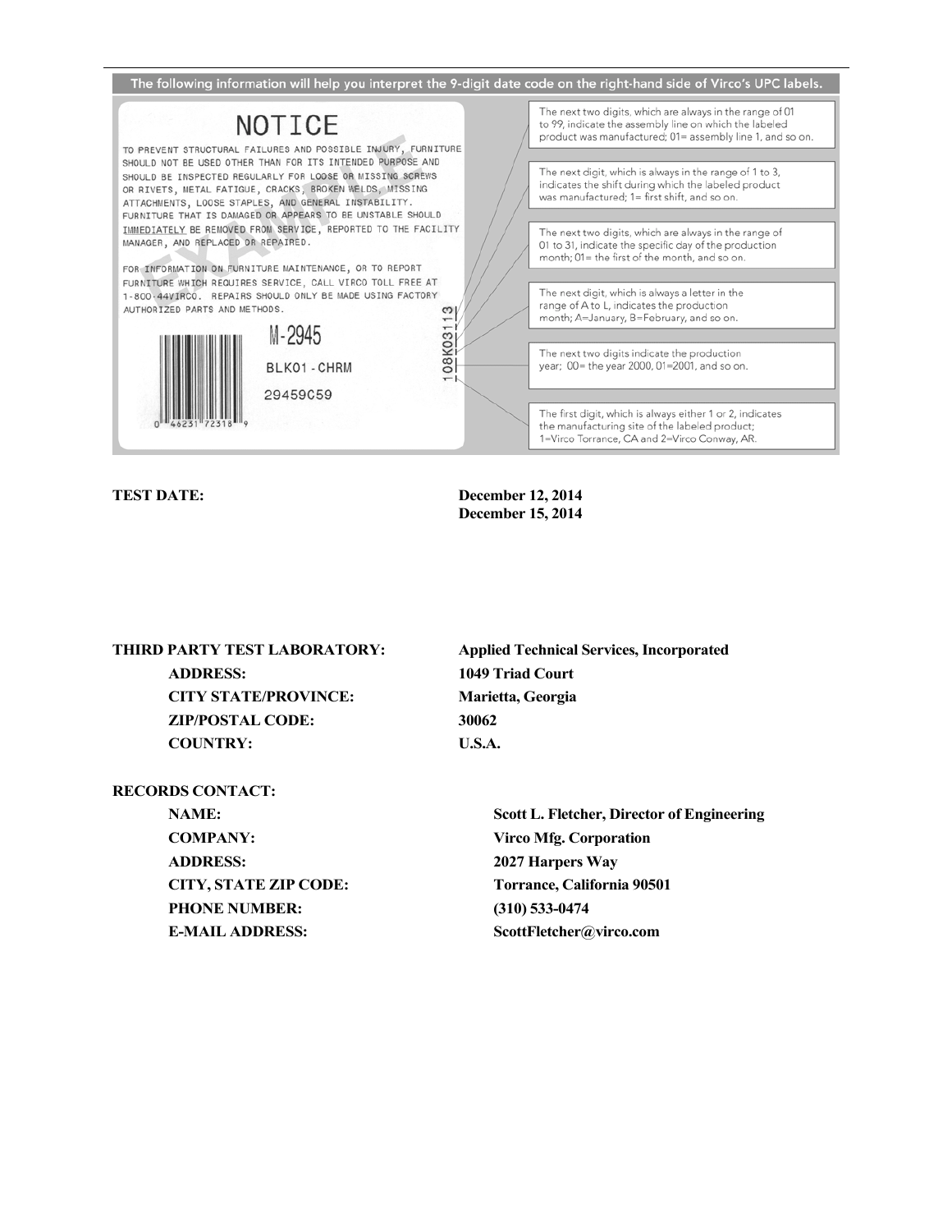The following information will help you interpret the 9-digit date code on the right-hand side of Virco's UPC labels.

NOTICE

TO PREVENT STRUCTURAL FAILURES AND POSSIBLE INJURY, FURNITURE SHOULD NOT BE USED OTHER THAN FOR ITS INTENDED PURPOSE AND SHOULD BE INSPECTED REGULARLY FOR LOOSE OR MISSING SCREWS OR RIVETS, METAL FATIGUE, CRACKS, BROKEN WELDS, MISSING ATTACHMENTS, LOOSE STAPLES, AND GENERAL INSTABILITY. FURNITURE THAT IS DAMAGED OR APPEARS TO BE UNSTABLE SHOULD IMMEDIATELY BE REMOVED FROM SERVICE, REPORTED TO THE FACILITY MANAGER, AND REPLACED OR REPAIRED.

FOR INFORMATION ON FURNITURE MAINTENANCE, OR TO REPORT FURNITURE WHICH REQUIRES SERVICE, CALL VIRCO TOLL FREE AT 1-800-44VIRCO. REPAIRS SHOULD ONLY BE MADE USING FACTORY AUTHORIZED PARTS AND METHODS.

EXAMPLE

M-2945

BLK01-CHRM

29459C59

0 46231 72318 9

108K03113

The next two digits, which are always in the range of 01 to 99, indicate the assembly line on which the labeled product was manufactured; 01= assembly line 1, and so on.

The next digit, which is always in the range of 1 to 3, indicates the shift during which the labeled product was manufactured; 1= first shift, and so on.

The next two digits, which are always in the range of 01 to 31, indicate the specific day of the production month; 01= the first of the month, and so on.

The next digit, which is always a letter in the range of A to L, indicates the production month; A=January, B=February, and so on.

The next two digits indicate the production year; 00= the year 2000, 01=2001, and so on.

The first digit, which is always either 1 or 2, indicates the manufacturing site of the labeled product; 1=Virco Torrance, CA and 2=Virco Conway, AR.

**TEST DATE:** **December 12, 2014**
**December 15, 2014**

**THIRD PARTY TEST LABORATORY:** **Applied Technical Services, Incorporated**
**ADDRESS:** **1049 Triad Court**
**CITY STATE/PROVINCE:** **Marietta, Georgia**
**ZIP/POSTAL CODE:** **30062**
**COUNTRY:** **U.S.A.**

**RECORDS CONTACT:**
**NAME:** **Scott L. Fletcher, Director of Engineering**
**COMPANY:** **Virco Mfg. Corporation**
**ADDRESS:** **2027 Harpers Way**
**CITY, STATE ZIP CODE:** **Torrance, California 90501**
**PHONE NUMBER:** **(310) 533-0474**
**E-MAIL ADDRESS:** **ScottFletcher@virco.com**